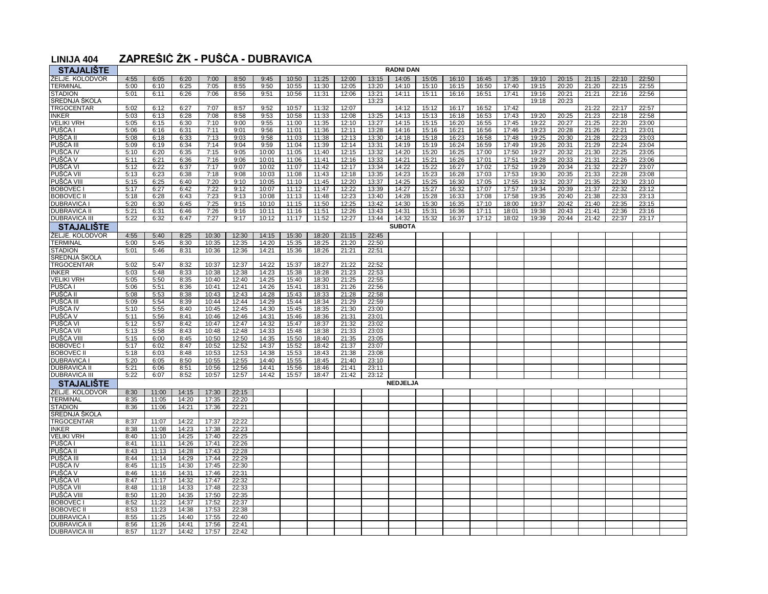# LINIJA 404 ZAPREŠIĆ ŽK - PUŠĆA - DUBRAVICA

| STAJALIŠTE | RADNI DAN | | | | | | | | | | | | | | | | | | | |
|---|---|---|---|---|---|---|---|---|---|---|---|---|---|---|---|---|---|---|---|---|
| ŽELJE. KOLODVOR | 4:55 | 6:05 | 6:20 | 7:00 | 8:50 | 9:45 | 10:50 | 11:25 | 12:00 | 13:15 | 14:05 | 15:05 | 16:10 | 16:45 | 17:35 | 19:10 | 20:15 | 21:15 | 22:10 | 22:50 |
| TERMINAL | 5:00 | 6:10 | 6:25 | 7:05 | 8:55 | 9:50 | 10:55 | 11:30 | 12:05 | 13:20 | 14:10 | 15:10 | 16:15 | 16:50 | 17:40 | 19:15 | 20:20 | 21:20 | 22:15 | 22:55 |
| STADION | 5:01 | 6:11 | 6:26 | 7:06 | 8:56 | 9:51 | 10:56 | 11:31 | 12:06 | 13:21 | 14:11 | 15:11 | 16:16 | 16:51 | 17:41 | 19:16 | 20:21 | 21:21 | 22:16 | 22:56 |
| SREDNJA ŠKOLA | | | | | | | | | | 13:23 | | | | | | 19:18 | 20:23 | | | |
| TRGOCENTAR | 5:02 | 6:12 | 6:27 | 7:07 | 8:57 | 9:52 | 10:57 | 11:32 | 12:07 | | 14:12 | 15:12 | 16:17 | 16:52 | 17:42 | | | 21:22 | 22:17 | 22:57 |
| INKER | 5:03 | 6:13 | 6:28 | 7:08 | 8:58 | 9:53 | 10:58 | 11:33 | 12:08 | 13:25 | 14:13 | 15:13 | 16:18 | 16:53 | 17:43 | 19:20 | 20:25 | 21:23 | 22:18 | 22:58 |
| VELIKI VRH | 5:05 | 6:15 | 6:30 | 7:10 | 9:00 | 9:55 | 11:00 | 11:35 | 12:10 | 13:27 | 14:15 | 15:15 | 16:20 | 16:55 | 17:45 | 19:22 | 20:27 | 21:25 | 22:20 | 23:00 |
| PUŠĆA I | 5:06 | 6:16 | 6:31 | 7:11 | 9:01 | 9:56 | 11:01 | 11:36 | 12:11 | 13:28 | 14:16 | 15:16 | 16:21 | 16:56 | 17:46 | 19:23 | 20:28 | 21:26 | 22:21 | 23:01 |
| PUŠĆA II | 5:08 | 6:18 | 6:33 | 7:13 | 9:03 | 9:58 | 11:03 | 11:38 | 12:13 | 13:30 | 14:18 | 15:18 | 16:23 | 16:58 | 17:48 | 19:25 | 20:30 | 21:28 | 22:23 | 23:03 |
| PUŠĆA III | 5:09 | 6:19 | 6:34 | 7:14 | 9:04 | 9:59 | 11:04 | 11:39 | 12:14 | 13:31 | 14:19 | 15:19 | 16:24 | 16:59 | 17:49 | 19:26 | 20:31 | 21:29 | 22:24 | 23:04 |
| PUŠĆA IV | 5:10 | 6:20 | 6:35 | 7:15 | 9:05 | 10:00 | 11:05 | 11:40 | 12:15 | 13:32 | 14:20 | 15:20 | 16:25 | 17:00 | 17:50 | 19:27 | 20:32 | 21:30 | 22:25 | 23:05 |
| PUŠĆA V | 5:11 | 6:21 | 6:36 | 7:16 | 9:06 | 10:01 | 11:06 | 11:41 | 12:16 | 13:33 | 14:21 | 15:21 | 16:26 | 17:01 | 17:51 | 19:28 | 20:33 | 21:31 | 22:26 | 23:06 |
| PUŠĆA VI | 5:12 | 6:22 | 6:37 | 7:17 | 9:07 | 10:02 | 11:07 | 11:42 | 12:17 | 13:34 | 14:22 | 15:22 | 16:27 | 17:02 | 17:52 | 19:29 | 20:34 | 21:32 | 22:27 | 23:07 |
| PUŠĆA VII | 5:13 | 6:23 | 6:38 | 7:18 | 9:08 | 10:03 | 11:08 | 11:43 | 12:18 | 13:35 | 14:23 | 15:23 | 16:28 | 17:03 | 17:53 | 19:30 | 20:35 | 21:33 | 22:28 | 23:08 |
| PUŠĆA VIII | 5:15 | 6:25 | 6:40 | 7:20 | 9:10 | 10:05 | 11:10 | 11:45 | 12:20 | 13:37 | 14:25 | 15:25 | 16:30 | 17:05 | 17:55 | 19:32 | 20:37 | 21:35 | 22:30 | 23:10 |
| BOBOVEC I | 5:17 | 6:27 | 6:42 | 7:22 | 9:12 | 10:07 | 11:12 | 11:47 | 12:22 | 13:39 | 14:27 | 15:27 | 16:32 | 17:07 | 17:57 | 19:34 | 20:39 | 21:37 | 22:32 | 23:12 |
| BOBOVEC II | 5:18 | 6:28 | 6:43 | 7:23 | 9:13 | 10:08 | 11:13 | 11:48 | 12:23 | 13:40 | 14:28 | 15:28 | 16:33 | 17:08 | 17:58 | 19:35 | 20:40 | 21:38 | 22:33 | 23:13 |
| DUBRAVICA I | 5:20 | 6:30 | 6:45 | 7:25 | 9:15 | 10:10 | 11:15 | 11:50 | 12:25 | 13:42 | 14:30 | 15:30 | 16:35 | 17:10 | 18:00 | 19:37 | 20:42 | 21:40 | 22:35 | 23:15 |
| DUBRAVICA II | 5:21 | 6:31 | 6:46 | 7:26 | 9:16 | 10:11 | 11:16 | 11:51 | 12:26 | 13:43 | 14:31 | 15:31 | 16:36 | 17:11 | 18:01 | 19:38 | 20:43 | 21:41 | 22:36 | 23:16 |
| DUBRAVICA III | 5:22 | 6:32 | 6:47 | 7:27 | 9:17 | 10:12 | 11:17 | 11:52 | 12:27 | 13:44 | 14:32 | 15:32 | 16:37 | 17:12 | 18:02 | 19:39 | 20:44 | 21:42 | 22:37 | 23:17 |

| STAJALIŠTE | SUBOTA | | | | | | | | | |
|---|---|---|---|---|---|---|---|---|---|---|
| ŽELJE. KOLODVOR | 4:55 | 5:40 | 8:25 | 10:30 | 12:30 | 14:15 | 15:30 | 18:20 | 21:15 | 22:45 |
| TERMINAL | 5:00 | 5:45 | 8:30 | 10:35 | 12:35 | 14:20 | 15:35 | 18:25 | 21:20 | 22:50 |
| STADION | 5:01 | 5:46 | 8:31 | 10:36 | 12:36 | 14:21 | 15:36 | 18:26 | 21:21 | 22:51 |
| SREDNJA ŠKOLA | | | | | | | | | | |
| TRGOCENTAR | 5:02 | 5:47 | 8:32 | 10:37 | 12:37 | 14:22 | 15:37 | 18:27 | 21:22 | 22:52 |
| INKER | 5:03 | 5:48 | 8:33 | 10:38 | 12:38 | 14:23 | 15:38 | 18:28 | 21:23 | 22:53 |
| VELIKI VRH | 5:05 | 5:50 | 8:35 | 10:40 | 12:40 | 14:25 | 15:40 | 18:30 | 21:25 | 22:55 |
| PUŠĆA I | 5:06 | 5:51 | 8:36 | 10:41 | 12:41 | 14:26 | 15:41 | 18:31 | 21:26 | 22:56 |
| PUŠĆA II | 5:08 | 5:53 | 8:38 | 10:43 | 12:43 | 14:28 | 15:43 | 18:33 | 21:28 | 22:58 |
| PUŠĆA III | 5:09 | 5:54 | 8:39 | 10:44 | 12:44 | 14:29 | 15:44 | 18:34 | 21:29 | 22:59 |
| PUŠĆA IV | 5:10 | 5:55 | 8:40 | 10:45 | 12:45 | 14:30 | 15:45 | 18:35 | 21:30 | 23:00 |
| PUŠĆA V | 5:11 | 5:56 | 8:41 | 10:46 | 12:46 | 14:31 | 15:46 | 18:36 | 21:31 | 23:01 |
| PUŠĆA VI | 5:12 | 5:57 | 8:42 | 10:47 | 12:47 | 14:32 | 15:47 | 18:37 | 21:32 | 23:02 |
| PUŠĆA VII | 5:13 | 5:58 | 8:43 | 10:48 | 12:48 | 14:33 | 15:48 | 18:38 | 21:33 | 23:03 |
| PUŠĆA VIII | 5:15 | 6:00 | 8:45 | 10:50 | 12:50 | 14:35 | 15:50 | 18:40 | 21:35 | 23:05 |
| BOBOVEC I | 5:17 | 6:02 | 8:47 | 10:52 | 12:52 | 14:37 | 15:52 | 18:42 | 21:37 | 23:07 |
| BOBOVEC II | 5:18 | 6:03 | 8:48 | 10:53 | 12:53 | 14:38 | 15:53 | 18:43 | 21:38 | 23:08 |
| DUBRAVICA I | 5:20 | 6:05 | 8:50 | 10:55 | 12:55 | 14:40 | 15:55 | 18:45 | 21:40 | 23:10 |
| DUBRAVICA II | 5:21 | 6:06 | 8:51 | 10:56 | 12:56 | 14:41 | 15:56 | 18:46 | 21:41 | 23:11 |
| DUBRAVICA III | 5:22 | 6:07 | 8:52 | 10:57 | 12:57 | 14:42 | 15:57 | 18:47 | 21:42 | 23:12 |

| STAJALIŠTE | NEDJELJA | | | | |
|---|---|---|---|---|---|
| ŽELJE. KOLODVOR | 8:30 | 11:00 | 14:15 | 17:30 | 22:15 |
| TERMINAL | 8:35 | 11:05 | 14:20 | 17:35 | 22:20 |
| STADION | 8:36 | 11:06 | 14:21 | 17:36 | 22:21 |
| SREDNJA ŠKOLA | | | | | |
| TRGOCENTAR | 8:37 | 11:07 | 14:22 | 17:37 | 22:22 |
| INKER | 8:38 | 11:08 | 14:23 | 17:38 | 22:23 |
| VELIKI VRH | 8:40 | 11:10 | 14:25 | 17:40 | 22:25 |
| PUŠĆA I | 8:41 | 11:11 | 14:26 | 17:41 | 22:26 |
| PUŠĆA II | 8:43 | 11:13 | 14:28 | 17:43 | 22:28 |
| PUŠĆA III | 8:44 | 11:14 | 14:29 | 17:44 | 22:29 |
| PUŠĆA IV | 8:45 | 11:15 | 14:30 | 17:45 | 22:30 |
| PUŠĆA V | 8:46 | 11:16 | 14:31 | 17:46 | 22:31 |
| PUŠĆA VI | 8:47 | 11:17 | 14:32 | 17:47 | 22:32 |
| PUŠĆA VII | 8:48 | 11:18 | 14:33 | 17:48 | 22:33 |
| PUŠĆA VIII | 8:50 | 11:20 | 14:35 | 17:50 | 22:35 |
| BOBOVEC I | 8:52 | 11:22 | 14:37 | 17:52 | 22:37 |
| BOBOVEC II | 8:53 | 11:23 | 14:38 | 17:53 | 22:38 |
| DUBRAVICA I | 8:55 | 11:25 | 14:40 | 17:55 | 22:40 |
| DUBRAVICA II | 8:56 | 11:26 | 14:41 | 17:56 | 22:41 |
| DUBRAVICA III | 8:57 | 11:27 | 14:42 | 17:57 | 22:42 |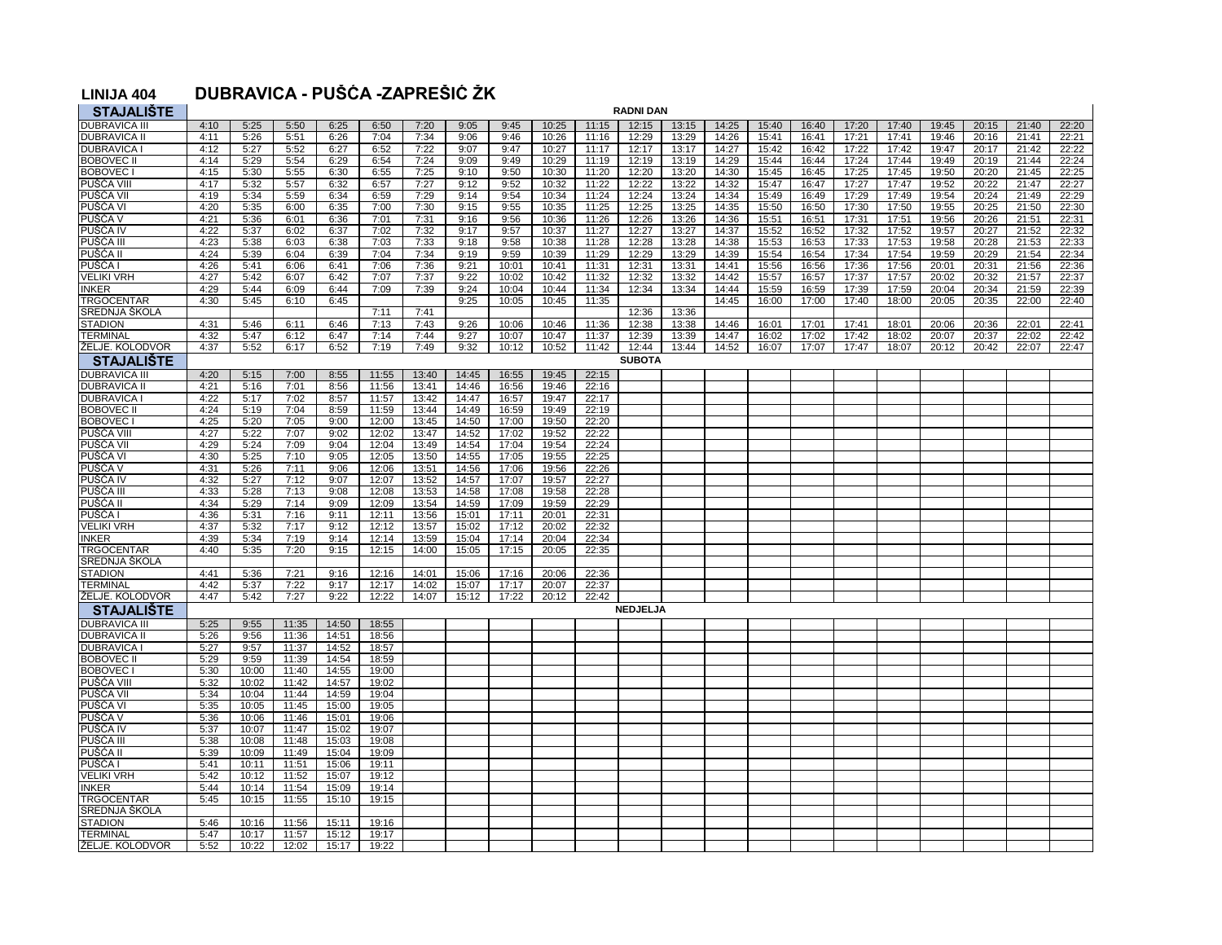## LINIJA 404 DUBRAVICA - PUŠĆA -ZAPREŠIĆ ŽK

| STAJALIŠTE | RADNI DAN | | | | | | | | | | | | | | | | | | | | |
|---|---|---|---|---|---|---|---|---|---|---|---|---|---|---|---|---|---|---|---|---|---|
| DUBRAVICA III | 4:10 | 5:25 | 5:50 | 6:25 | 6:50 | 7:20 | 9:05 | 9:45 | 10:25 | 11:15 | 12:15 | 13:15 | 14:25 | 15:40 | 16:40 | 17:20 | 17:40 | 19:45 | 20:15 | 21:40 | 22:20 |
| DUBRAVICA II | 4:11 | 5:26 | 5:51 | 6:26 | 7:04 | 7:34 | 9:06 | 9:46 | 10:26 | 11:16 | 12:29 | 13:29 | 14:26 | 15:41 | 16:41 | 17:21 | 17:41 | 19:46 | 20:16 | 21:41 | 22:21 |
| DUBRAVICA I | 4:12 | 5:27 | 5:52 | 6:27 | 6:52 | 7:22 | 9:07 | 9:47 | 10:27 | 11:17 | 12:17 | 13:17 | 14:27 | 15:42 | 16:42 | 17:22 | 17:42 | 19:47 | 20:17 | 21:42 | 22:22 |
| BOBOVEC II | 4:14 | 5:29 | 5:54 | 6:29 | 6:54 | 7:24 | 9:09 | 9:49 | 10:29 | 11:19 | 12:19 | 13:19 | 14:29 | 15:44 | 16:44 | 17:24 | 17:44 | 19:49 | 20:19 | 21:44 | 22:24 |
| BOBOVEC I | 4:15 | 5:30 | 5:55 | 6:30 | 6:55 | 7:25 | 9:10 | 9:50 | 10:30 | 11:20 | 12:20 | 13:20 | 14:30 | 15:45 | 16:45 | 17:25 | 17:45 | 19:50 | 20:20 | 21:45 | 22:25 |
| PUŠĆA VIII | 4:17 | 5:32 | 5:57 | 6:32 | 6:57 | 7:27 | 9:12 | 9:52 | 10:32 | 11:22 | 12:22 | 13:22 | 14:32 | 15:47 | 16:47 | 17:27 | 17:47 | 19:52 | 20:22 | 21:47 | 22:27 |
| PUŠĆA VII | 4:19 | 5:34 | 5:59 | 6:34 | 6:59 | 7:29 | 9:14 | 9:54 | 10:34 | 11:24 | 12:24 | 13:24 | 14:34 | 15:49 | 16:49 | 17:29 | 17:49 | 19:54 | 20:24 | 21:49 | 22:29 |
| PUŠĆA VI | 4:20 | 5:35 | 6:00 | 6:35 | 7:00 | 7:30 | 9:15 | 9:55 | 10:35 | 11:25 | 12:25 | 13:25 | 14:35 | 15:50 | 16:50 | 17:30 | 17:50 | 19:55 | 20:25 | 21:50 | 22:30 |
| PUŠĆA V | 4:21 | 5:36 | 6:01 | 6:36 | 7:01 | 7:31 | 9:16 | 9:56 | 10:36 | 11:26 | 12:26 | 13:26 | 14:36 | 15:51 | 16:51 | 17:31 | 17:51 | 19:56 | 20:26 | 21:51 | 22:31 |
| PUŠĆA IV | 4:22 | 5:37 | 6:02 | 6:37 | 7:02 | 7:32 | 9:17 | 9:57 | 10:37 | 11:27 | 12:27 | 13:27 | 14:37 | 15:52 | 16:52 | 17:32 | 17:52 | 19:57 | 20:27 | 21:52 | 22:32 |
| PUŠĆA III | 4:23 | 5:38 | 6:03 | 6:38 | 7:03 | 7:33 | 9:18 | 9:58 | 10:38 | 11:28 | 12:28 | 13:28 | 14:38 | 15:53 | 16:53 | 17:33 | 17:53 | 19:58 | 20:28 | 21:53 | 22:33 |
| PUŠĆA II | 4:24 | 5:39 | 6:04 | 6:39 | 7:04 | 7:34 | 9:19 | 9:59 | 10:39 | 11:29 | 12:29 | 13:29 | 14:39 | 15:54 | 16:54 | 17:34 | 17:54 | 19:59 | 20:29 | 21:54 | 22:34 |
| PUŠĆA I | 4:26 | 5:41 | 6:06 | 6:41 | 7:06 | 7:36 | 9:21 | 10:01 | 10:41 | 11:31 | 12:31 | 13:31 | 14:41 | 15:56 | 16:56 | 17:36 | 17:56 | 20:01 | 20:31 | 21:56 | 22:36 |
| VELIKI VRH | 4:27 | 5:42 | 6:07 | 6:42 | 7:07 | 7:37 | 9:22 | 10:02 | 10:42 | 11:32 | 12:32 | 13:32 | 14:42 | 15:57 | 16:57 | 17:37 | 17:57 | 20:02 | 20:32 | 21:57 | 22:37 |
| INKER | 4:29 | 5:44 | 6:09 | 6:44 | 7:09 | 7:39 | 9:24 | 10:04 | 10:44 | 11:34 | 12:34 | 13:34 | 14:44 | 15:59 | 16:59 | 17:39 | 17:59 | 20:04 | 20:34 | 21:59 | 22:39 |
| TRGOCENTAR | 4:30 | 5:45 | 6:10 | 6:45 | | | 9:25 | 10:05 | 10:45 | 11:35 | | | 14:45 | 16:00 | 17:00 | 17:40 | 18:00 | 20:05 | 20:35 | 22:00 | 22:40 |
| SREDNJA ŠKOLA | | | | | 7:11 | 7:41 | | | | | 12:36 | 13:36 | | | | | | | | | |
| STADION | 4:31 | 5:46 | 6:11 | 6:46 | 7:13 | 7:43 | 9:26 | 10:06 | 10:46 | 11:36 | 12:38 | 13:38 | 14:46 | 16:01 | 17:01 | 17:41 | 18:01 | 20:06 | 20:36 | 22:01 | 22:41 |
| TERMINAL | 4:32 | 5:47 | 6:12 | 6:47 | 7:14 | 7:44 | 9:27 | 10:07 | 10:47 | 11:37 | 12:39 | 13:39 | 14:47 | 16:02 | 17:02 | 17:42 | 18:02 | 20:07 | 20:37 | 22:02 | 22:42 |
| ŽELJE. KOLODVOR | 4:37 | 5:52 | 6:17 | 6:52 | 7:19 | 7:49 | 9:32 | 10:12 | 10:52 | 11:42 | 12:44 | 13:44 | 14:52 | 16:07 | 17:07 | 17:47 | 18:07 | 20:12 | 20:42 | 22:07 | 22:47 |
| **STAJALIŠTE** | **SUBOTA** | | | | | | | | | | | | | | | | | | | | |
| DUBRAVICA III | 4:20 | 5:15 | 7:00 | 8:55 | 11:55 | 13:40 | 14:45 | 16:55 | 19:45 | 22:15 | | | | | | | | | | | |
| DUBRAVICA II | 4:21 | 5:16 | 7:01 | 8:56 | 11:56 | 13:41 | 14:46 | 16:56 | 19:46 | 22:16 | | | | | | | | | | | |
| DUBRAVICA I | 4:22 | 5:17 | 7:02 | 8:57 | 11:57 | 13:42 | 14:47 | 16:57 | 19:47 | 22:17 | | | | | | | | | | | |
| BOBOVEC II | 4:24 | 5:19 | 7:04 | 8:59 | 11:59 | 13:44 | 14:49 | 16:59 | 19:49 | 22:19 | | | | | | | | | | | |
| BOBOVEC I | 4:25 | 5:20 | 7:05 | 9:00 | 12:00 | 13:45 | 14:50 | 17:00 | 19:50 | 22:20 | | | | | | | | | | | |
| PUŠĆA VIII | 4:27 | 5:22 | 7:07 | 9:02 | 12:02 | 13:47 | 14:52 | 17:02 | 19:52 | 22:22 | | | | | | | | | | | |
| PUŠĆA VII | 4:29 | 5:24 | 7:09 | 9:04 | 12:04 | 13:49 | 14:54 | 17:04 | 19:54 | 22:24 | | | | | | | | | | | |
| PUŠĆA VI | 4:30 | 5:25 | 7:10 | 9:05 | 12:05 | 13:50 | 14:55 | 17:05 | 19:55 | 22:25 | | | | | | | | | | | |
| PUŠĆA V | 4:31 | 5:26 | 7:11 | 9:06 | 12:06 | 13:51 | 14:56 | 17:06 | 19:56 | 22:26 | | | | | | | | | | | |
| PUŠĆA IV | 4:32 | 5:27 | 7:12 | 9:07 | 12:07 | 13:52 | 14:57 | 17:07 | 19:57 | 22:27 | | | | | | | | | | | |
| PUŠĆA III | 4:33 | 5:28 | 7:13 | 9:08 | 12:08 | 13:53 | 14:58 | 17:08 | 19:58 | 22:28 | | | | | | | | | | | |
| PUŠĆA II | 4:34 | 5:29 | 7:14 | 9:09 | 12:09 | 13:54 | 14:59 | 17:09 | 19:59 | 22:29 | | | | | | | | | | | |
| PUŠĆA I | 4:36 | 5:31 | 7:16 | 9:11 | 12:11 | 13:56 | 15:01 | 17:11 | 20:01 | 22:31 | | | | | | | | | | | |
| VELIKI VRH | 4:37 | 5:32 | 7:17 | 9:12 | 12:12 | 13:57 | 15:02 | 17:12 | 20:02 | 22:32 | | | | | | | | | | | |
| INKER | 4:39 | 5:34 | 7:19 | 9:14 | 12:14 | 13:59 | 15:04 | 17:14 | 20:04 | 22:34 | | | | | | | | | | | |
| TRGOCENTAR | 4:40 | 5:35 | 7:20 | 9:15 | 12:15 | 14:00 | 15:05 | 17:15 | 20:05 | 22:35 | | | | | | | | | | | |
| SREDNJA ŠKOLA | | | | | | | | | | | | | | | | | | | | | |
| STADION | 4:41 | 5:36 | 7:21 | 9:16 | 12:16 | 14:01 | 15:06 | 17:16 | 20:06 | 22:36 | | | | | | | | | | | |
| TERMINAL | 4:42 | 5:37 | 7:22 | 9:17 | 12:17 | 14:02 | 15:07 | 17:17 | 20:07 | 22:37 | | | | | | | | | | | |
| ŽELJE. KOLODVOR | 4:47 | 5:42 | 7:27 | 9:22 | 12:22 | 14:07 | 15:12 | 17:22 | 20:12 | 22:42 | | | | | | | | | | | |
| **STAJALIŠTE** | **NEDJELJA** | | | | | | | | | | | | | | | | | | | | |
| DUBRAVICA III | 5:25 | 9:55 | 11:35 | 14:50 | 18:55 | | | | | | | | | | | | | | | | |
| DUBRAVICA II | 5:26 | 9:56 | 11:36 | 14:51 | 18:56 | | | | | | | | | | | | | | | | |
| DUBRAVICA I | 5:27 | 9:57 | 11:37 | 14:52 | 18:57 | | | | | | | | | | | | | | | | |
| BOBOVEC II | 5:29 | 9:59 | 11:39 | 14:54 | 18:59 | | | | | | | | | | | | | | | | |
| BOBOVEC I | 5:30 | 10:00 | 11:40 | 14:55 | 19:00 | | | | | | | | | | | | | | | | |
| PUŠĆA VIII | 5:32 | 10:02 | 11:42 | 14:57 | 19:02 | | | | | | | | | | | | | | | | |
| PUŠĆA VII | 5:34 | 10:04 | 11:44 | 14:59 | 19:04 | | | | | | | | | | | | | | | | |
| PUŠĆA VI | 5:35 | 10:05 | 11:45 | 15:00 | 19:05 | | | | | | | | | | | | | | | | |
| PUŠĆA V | 5:36 | 10:06 | 11:46 | 15:01 | 19:06 | | | | | | | | | | | | | | | | |
| PUŠĆA IV | 5:37 | 10:07 | 11:47 | 15:02 | 19:07 | | | | | | | | | | | | | | | | |
| PUŠĆA III | 5:38 | 10:08 | 11:48 | 15:03 | 19:08 | | | | | | | | | | | | | | | | |
| PUŠĆA II | 5:39 | 10:09 | 11:49 | 15:04 | 19:09 | | | | | | | | | | | | | | | | |
| PUŠĆA I | 5:41 | 10:11 | 11:51 | 15:06 | 19:11 | | | | | | | | | | | | | | | | |
| VELIKI VRH | 5:42 | 10:12 | 11:52 | 15:07 | 19:12 | | | | | | | | | | | | | | | | |
| INKER | 5:44 | 10:14 | 11:54 | 15:09 | 19:14 | | | | | | | | | | | | | | | | |
| TRGOCENTAR | 5:45 | 10:15 | 11:55 | 15:10 | 19:15 | | | | | | | | | | | | | | | | |
| SREDNJA ŠKOLA | | | | | | | | | | | | | | | | | | | | | |
| STADION | 5:46 | 10:16 | 11:56 | 15:11 | 19:16 | | | | | | | | | | | | | | | | |
| TERMINAL | 5:47 | 10:17 | 11:57 | 15:12 | 19:17 | | | | | | | | | | | | | | | | |
| ŽELJE. KOLODVOR | 5:52 | 10:22 | 12:02 | 15:17 | 19:22 | | | | | | | | | | | | | | | | |